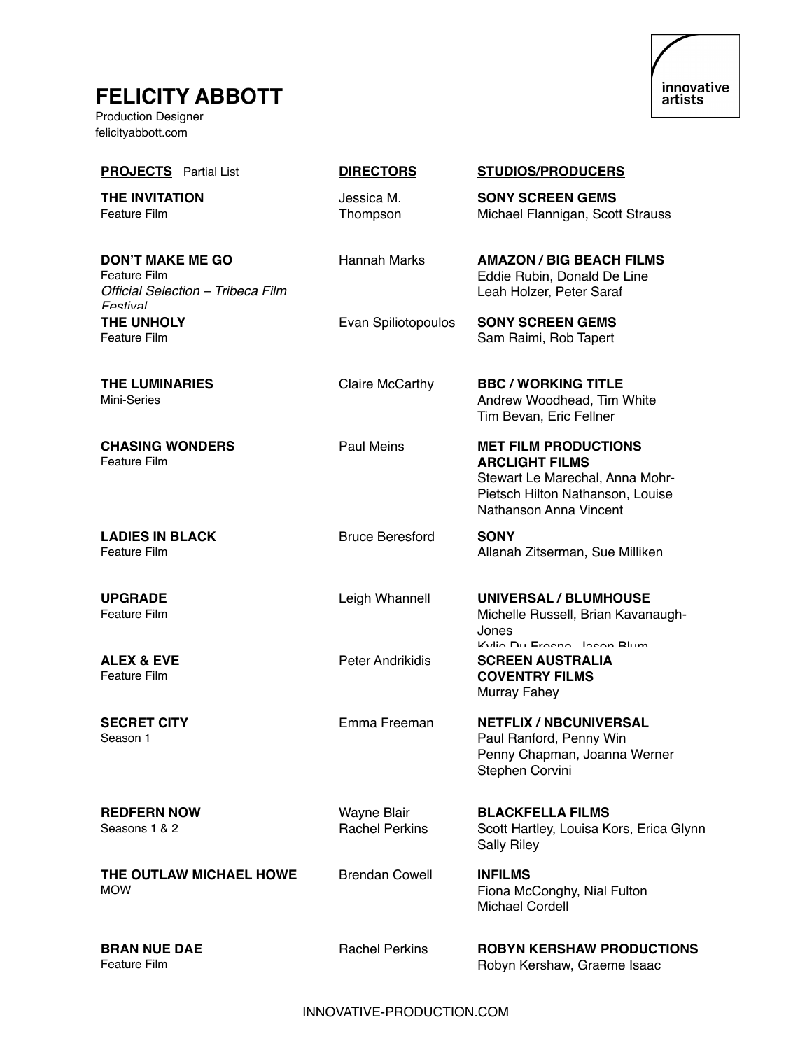# FELICITY ABBOTT

Production Designer
felicityabbott.com

| PROJECTS Partial List | DIRECTORS | STUDIOS/PRODUCERS |
|---|---|---|
| **THE INVITATION**<br>Feature Film | Jessica M. Thompson | **SONY SCREEN GEMS**<br>Michael Flannigan, Scott Strauss |
| **DON'T MAKE ME GO**<br>Feature Film<br>*Official Selection – Tribeca Film Festival* | Hannah Marks | **AMAZON / BIG BEACH FILMS**<br>Eddie Rubin, Donald De Line<br>Leah Holzer, Peter Saraf |
| **THE UNHOLY**<br>Feature Film | Evan Spiliotopoulos | **SONY SCREEN GEMS**<br>Sam Raimi, Rob Tapert |
| **THE LUMINARIES**<br>Mini-Series | Claire McCarthy | **BBC / WORKING TITLE**<br>Andrew Woodhead, Tim White<br>Tim Bevan, Eric Fellner |
| **CHASING WONDERS**<br>Feature Film | Paul Meins | **MET FILM PRODUCTIONS**<br>**ARCLIGHT FILMS**<br>Stewart Le Marechal, Anna Mohr-Pietsch Hilton Nathanson, Louise Nathanson Anna Vincent |
| **LADIES IN BLACK**<br>Feature Film | Bruce Beresford | **SONY**<br>Allanah Zitserman, Sue Milliken |
| **UPGRADE**<br>Feature Film | Leigh Whannell | **UNIVERSAL / BLUMHOUSE**<br>Michelle Russell, Brian Kavanaugh-Jones<br>Kylie Du Fresne, Jason Blum |
| **ALEX & EVE**<br>Feature Film | Peter Andrikidis | **SCREEN AUSTRALIA**<br>**COVENTRY FILMS**<br>Murray Fahey |
| **SECRET CITY**<br>Season 1 | Emma Freeman | **NETFLIX / NBCUNIVERSAL**<br>Paul Ranford, Penny Win<br>Penny Chapman, Joanna Werner<br>Stephen Corvini |
| **REDFERN NOW**<br>Seasons 1 & 2 | Wayne Blair<br>Rachel Perkins | **BLACKFELLA FILMS**<br>Scott Hartley, Louisa Kors, Erica Glynn<br>Sally Riley |
| **THE OUTLAW MICHAEL HOWE**<br>MOW | Brendan Cowell | **INFILMS**<br>Fiona McConghy, Nial Fulton<br>Michael Cordell |
| **BRAN NUE DAE**<br>Feature Film | Rachel Perkins | **ROBYN KERSHAW PRODUCTIONS**<br>Robyn Kershaw, Graeme Isaac |